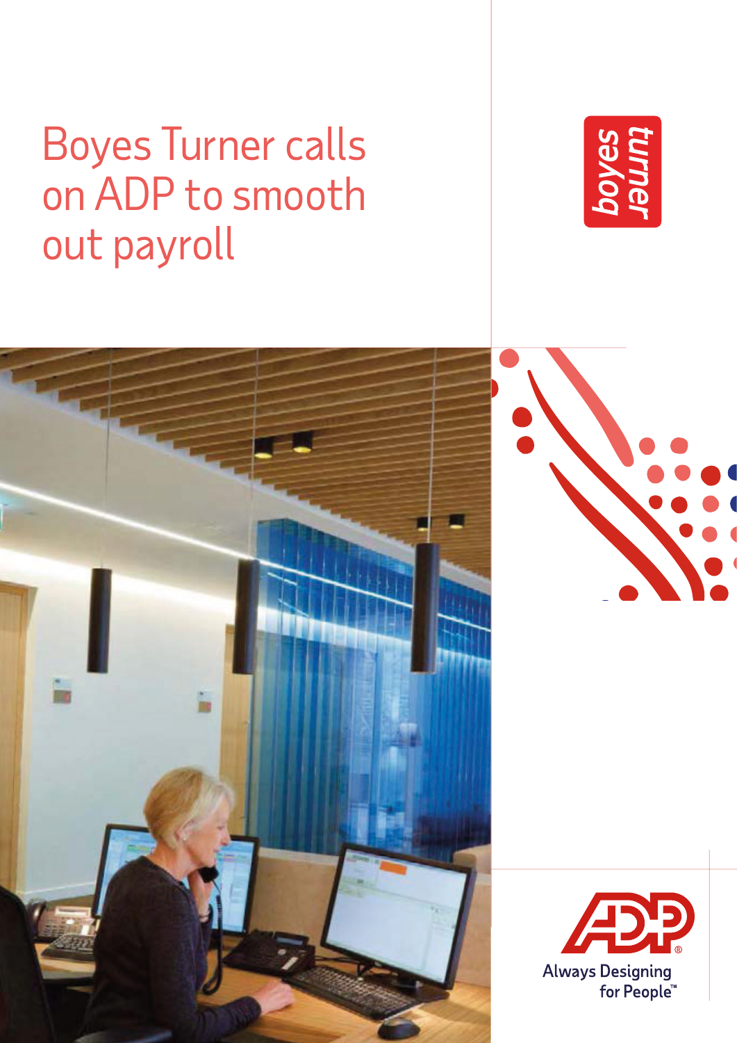# Boyes Turner calls on ADP to smooth out payroll

boyes turner

Always Designing for People™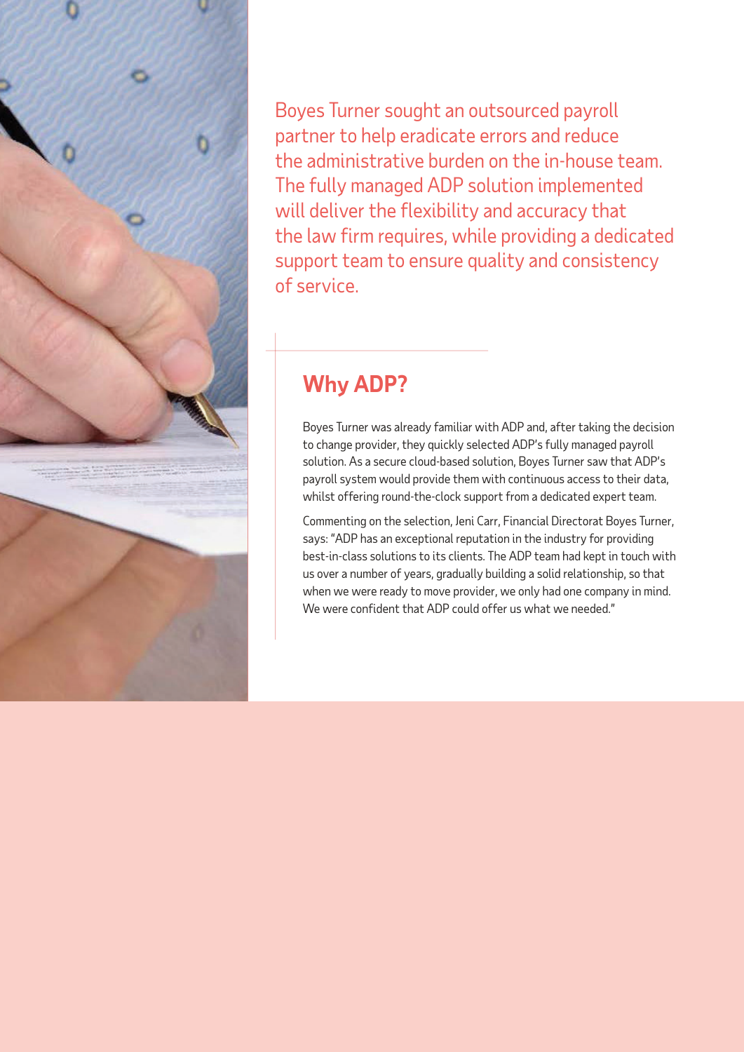Boyes Turner sought an outsourced payroll partner to help eradicate errors and reduce the administrative burden on the in-house team. The fully managed ADP solution implemented will deliver the flexibility and accuracy that the law firm requires, while providing a dedicated support team to ensure quality and consistency of service.

## Why ADP?

Boyes Turner was already familiar with ADP and, after taking the decision to change provider, they quickly selected ADP's fully managed payroll solution. As a secure cloud-based solution, Boyes Turner saw that ADP's payroll system would provide them with continuous access to their data, whilst offering round-the-clock support from a dedicated expert team.

Commenting on the selection, Jeni Carr, Financial Directorat Boyes Turner, says: "ADP has an exceptional reputation in the industry for providing best-in-class solutions to its clients. The ADP team had kept in touch with us over a number of years, gradually building a solid relationship, so that when we were ready to move provider, we only had one company in mind. We were confident that ADP could offer us what we needed."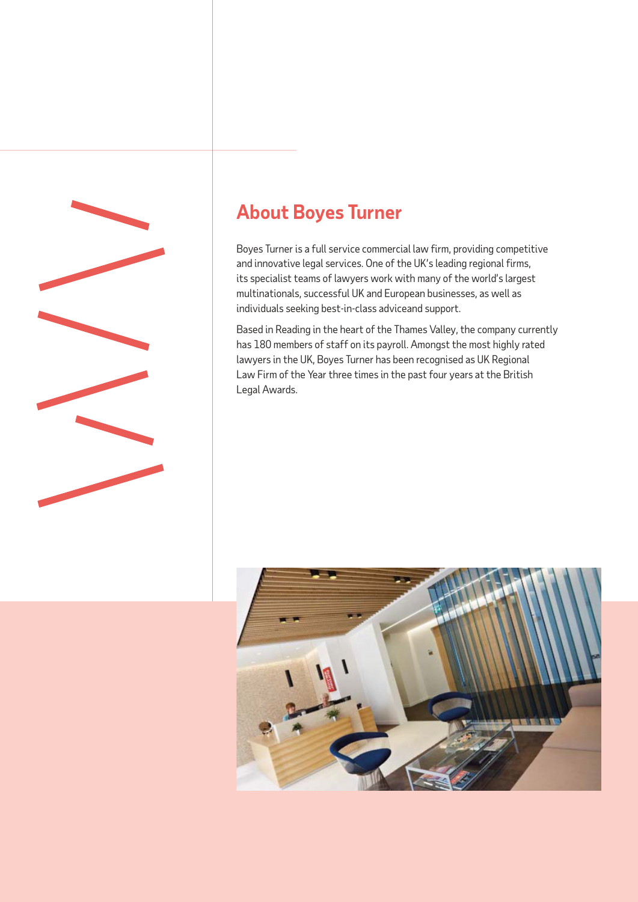## About Boyes Turner

Boyes Turner is a full service commercial law firm, providing competitive and innovative legal services. One of the UK's leading regional firms, its specialist teams of lawyers work with many of the world's largest multinationals, successful UK and European businesses, as well as individuals seeking best-in-class adviceand support.

Based in Reading in the heart of the Thames Valley, the company currently has 180 members of staff on its payroll. Amongst the most highly rated lawyers in the UK, Boyes Turner has been recognised as UK Regional Law Firm of the Year three times in the past four years at the British Legal Awards.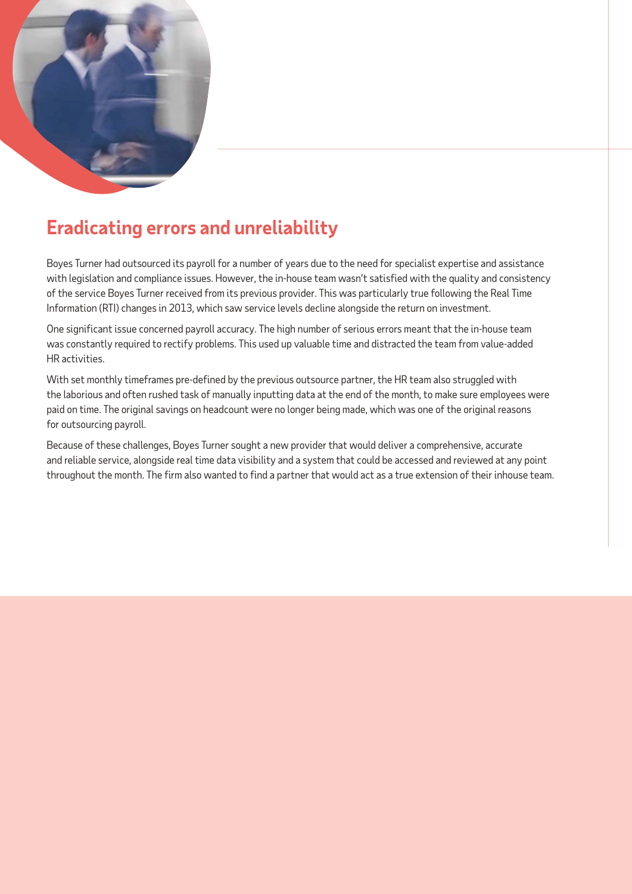## Eradicating errors and unreliability

Boyes Turner had outsourced its payroll for a number of years due to the need for specialist expertise and assistance with legislation and compliance issues. However, the in-house team wasn't satisfied with the quality and consistency of the service Boyes Turner received from its previous provider. This was particularly true following the Real Time Information (RTI) changes in 2013, which saw service levels decline alongside the return on investment.

One significant issue concerned payroll accuracy. The high number of serious errors meant that the in-house team was constantly required to rectify problems. This used up valuable time and distracted the team from value-added HR activities.

With set monthly timeframes pre-defined by the previous outsource partner, the HR team also struggled with the laborious and often rushed task of manually inputting data at the end of the month, to make sure employees were paid on time. The original savings on headcount were no longer being made, which was one of the original reasons for outsourcing payroll.

Because of these challenges, Boyes Turner sought a new provider that would deliver a comprehensive, accurate and reliable service, alongside real time data visibility and a system that could be accessed and reviewed at any point throughout the month. The firm also wanted to find a partner that would act as a true extension of their inhouse team.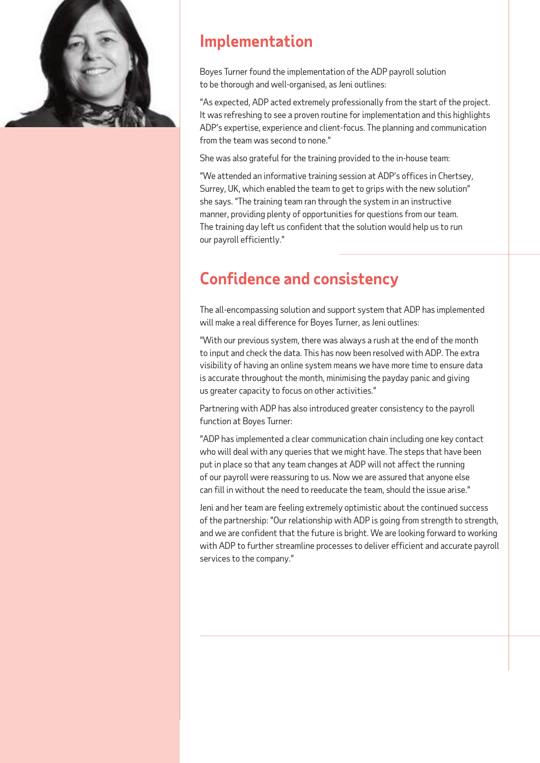## Implementation

Boyes Turner found the implementation of the ADP payroll solution to be thorough and well-organised, as Jeni outlines:

"As expected, ADP acted extremely professionally from the start of the project. It was refreshing to see a proven routine for implementation and this highlights ADP's expertise, experience and client-focus. The planning and communication from the team was second to none."

She was also grateful for the training provided to the in-house team:

"We attended an informative training session at ADP's offices in Chertsey, Surrey, UK, which enabled the team to get to grips with the new solution" she says. "The training team ran through the system in an instructive manner, providing plenty of opportunities for questions from our team. The training day left us confident that the solution would help us to run our payroll efficiently."

## Confidence and consistency

The all-encompassing solution and support system that ADP has implemented will make a real difference for Boyes Turner, as Jeni outlines:

"With our previous system, there was always a rush at the end of the month to input and check the data. This has now been resolved with ADP. The extra visibility of having an online system means we have more time to ensure data is accurate throughout the month, minimising the payday panic and giving us greater capacity to focus on other activities."

Partnering with ADP has also introduced greater consistency to the payroll function at Boyes Turner:

"ADP has implemented a clear communication chain including one key contact who will deal with any queries that we might have. The steps that have been put in place so that any team changes at ADP will not affect the running of our payroll were reassuring to us. Now we are assured that anyone else can fill in without the need to reeducate the team, should the issue arise."

Jeni and her team are feeling extremely optimistic about the continued success of the partnership: "Our relationship with ADP is going from strength to strength, and we are confident that the future is bright. We are looking forward to working with ADP to further streamline processes to deliver efficient and accurate payroll services to the company."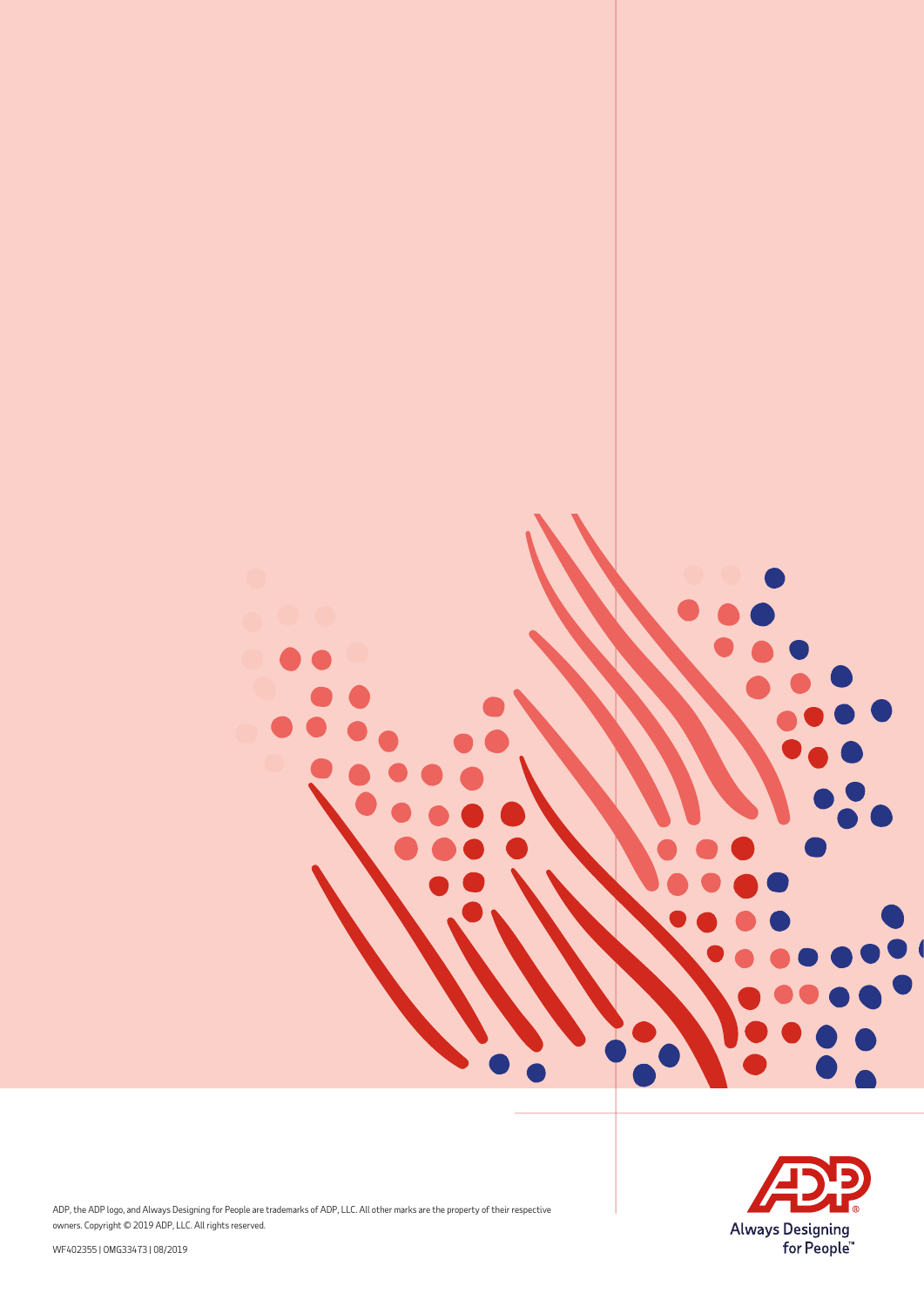ADP, the ADP logo, and Always Designing for People are trademarks of ADP, LLC. All other marks are the property of their respective owners. Copyright © 2019 ADP, LLC. All rights reserved.

WF402355 | OMG33473 | 08/2019

Always Designing for People™